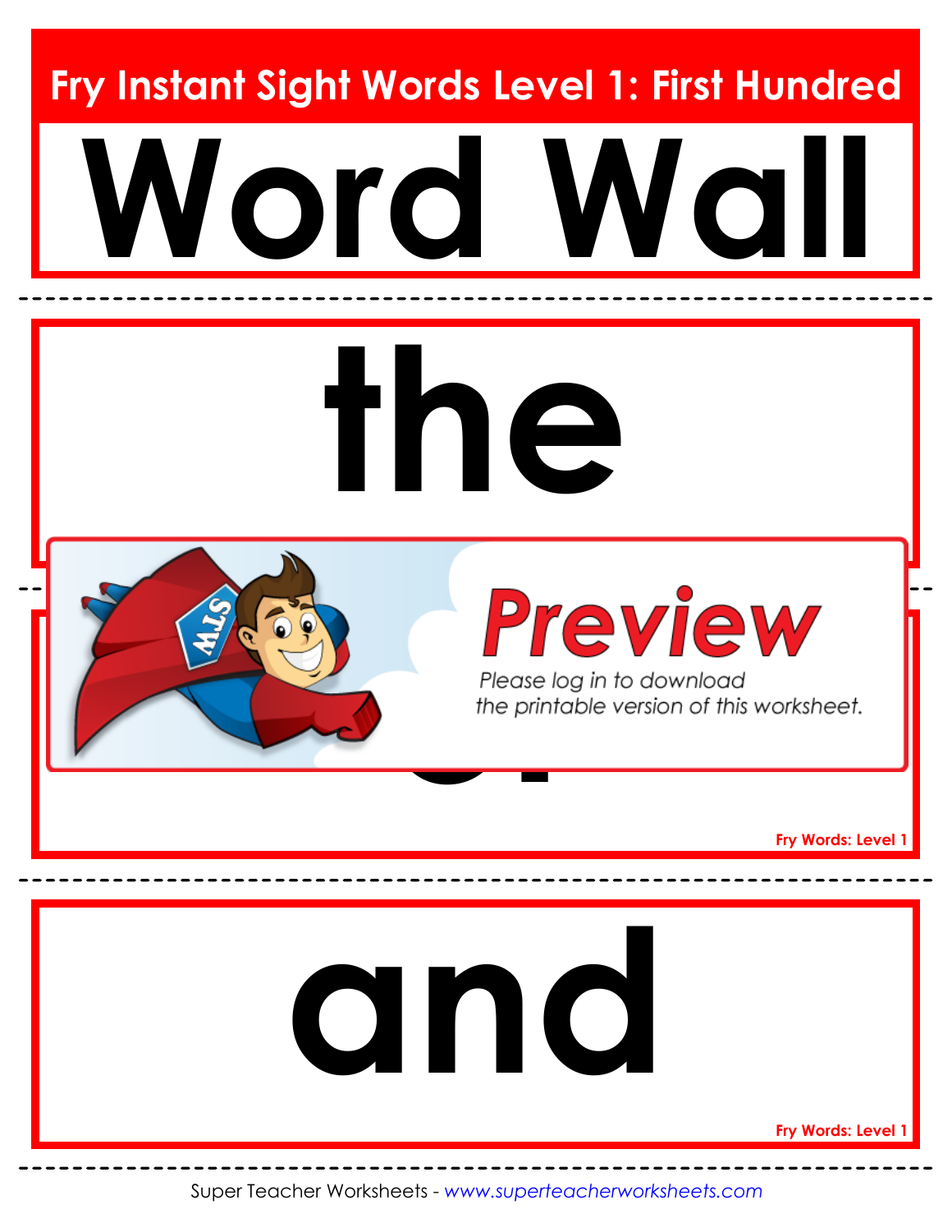# Fry Instant Sight Words Level 1: First Hundred

# Word Wall

# the

Preview

Please log in to download the printable version of this worksheet.

Fry Words: Level 1

# and

Fry Words: Level 1

Super Teacher Worksheets - www.superteacherworksheets.com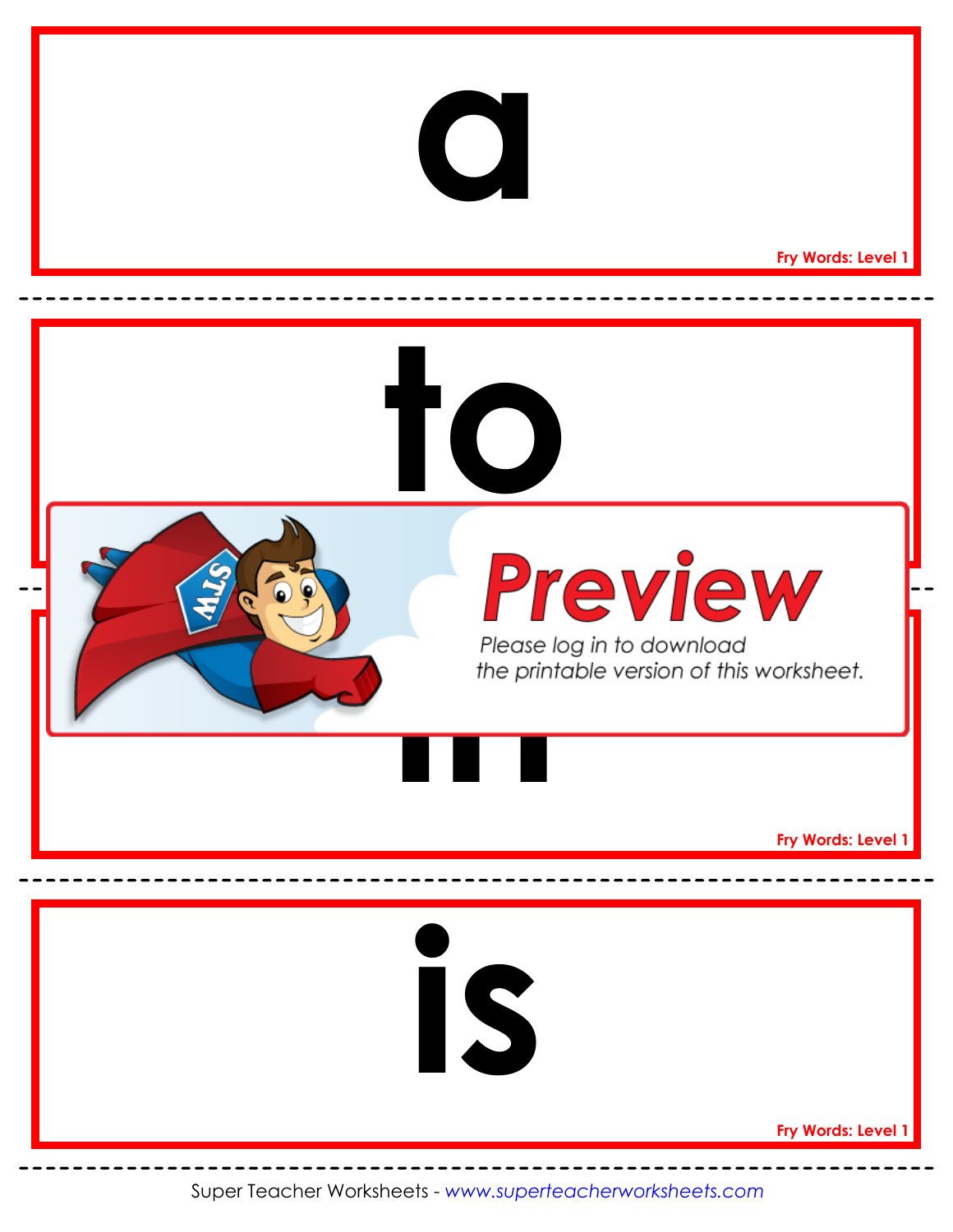# a

Fry Words: Level 1

# to

Preview

Please log in to download the printable version of this worksheet.

Fry Words: Level 1

# is

Fry Words: Level 1

Super Teacher Worksheets - *www.superteacherworksheets.com*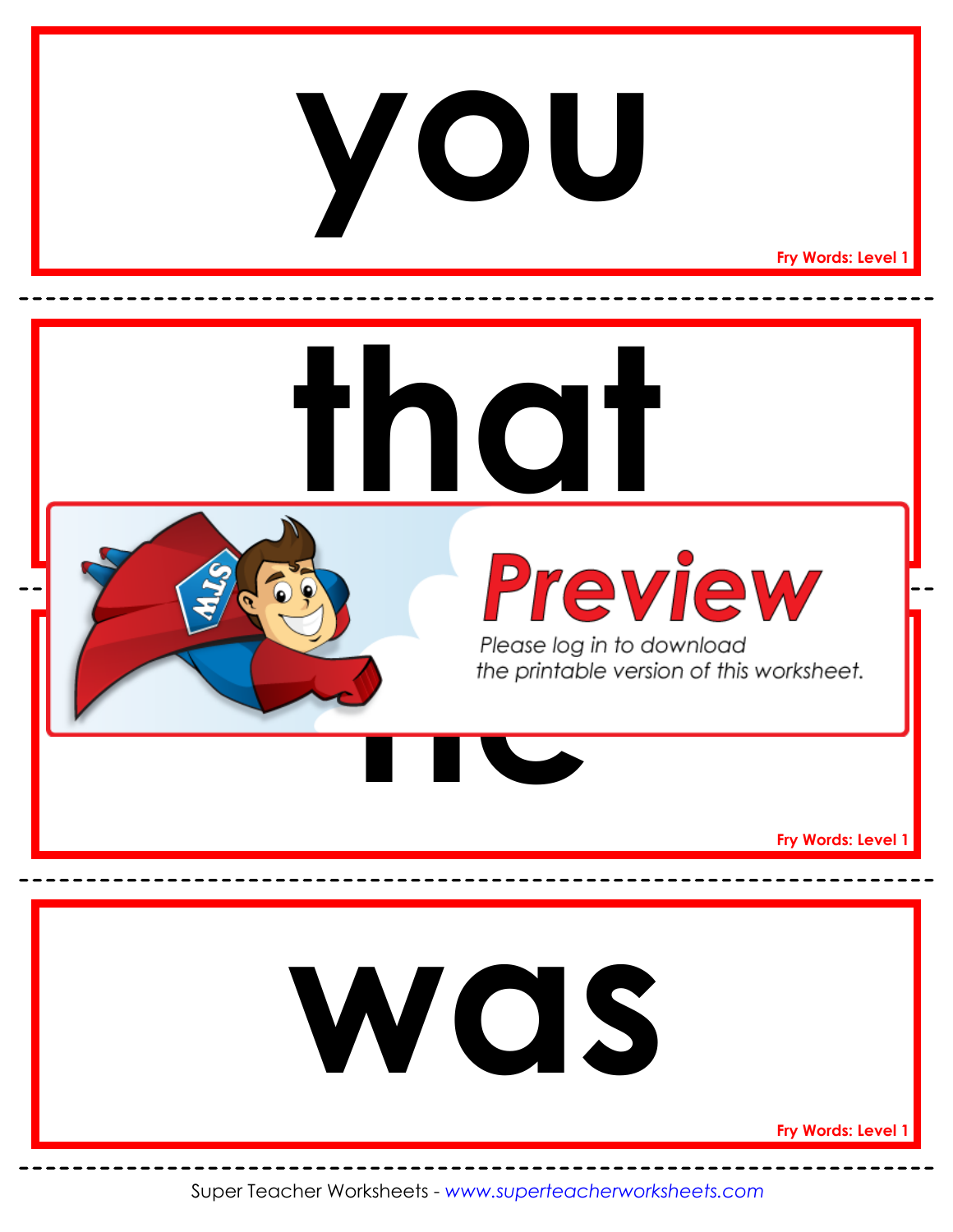# you

Fry Words: Level 1

---

# that

---

Preview

Please log in to download the printable version of this worksheet.

# he

Fry Words: Level 1

---

# was

Fry Words: Level 1

---

Super Teacher Worksheets - *www.superteacherworksheets.com*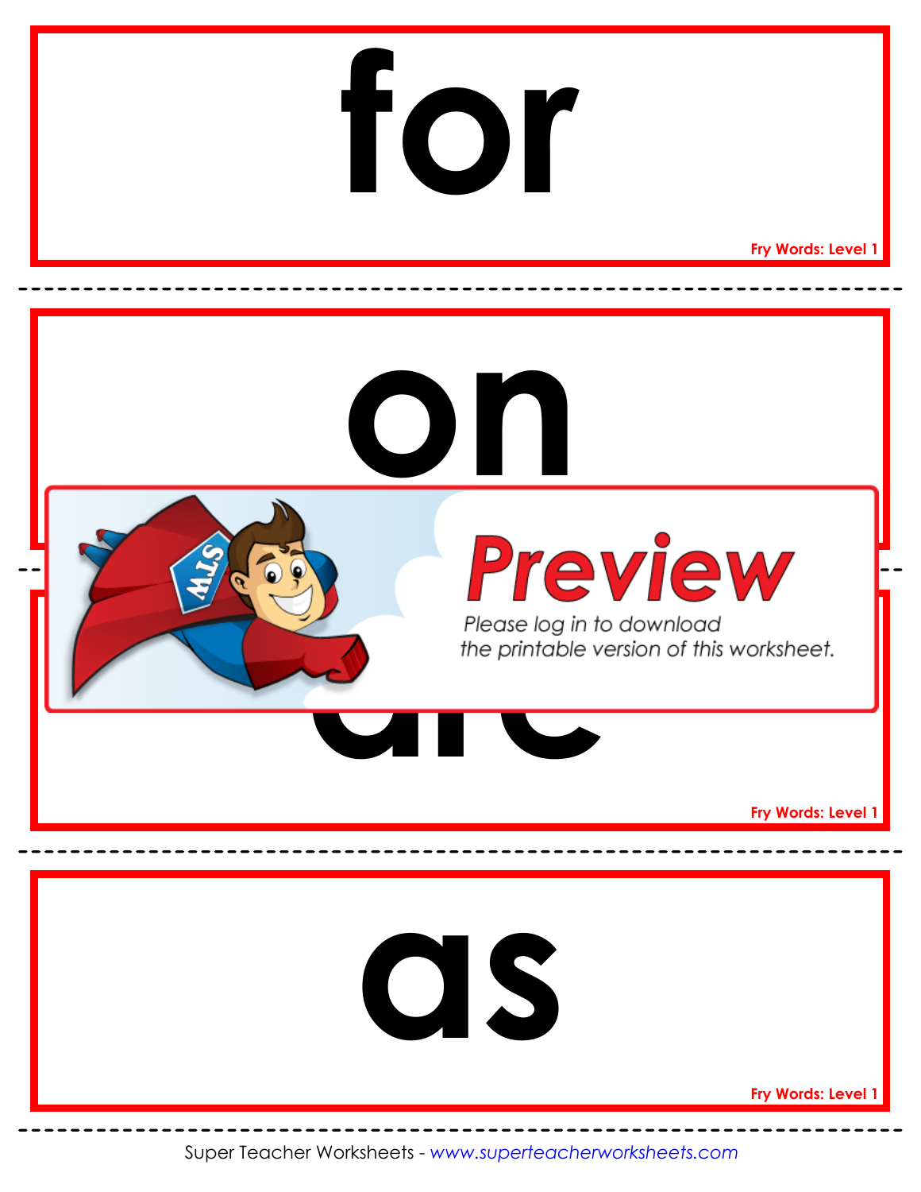# for

Fry Words: Level 1

---

# on

---

Preview

Please log in to download the printable version of this worksheet.

# are

Fry Words: Level 1

---

# as

Fry Words: Level 1

---

Super Teacher Worksheets - www.superteacherworksheets.com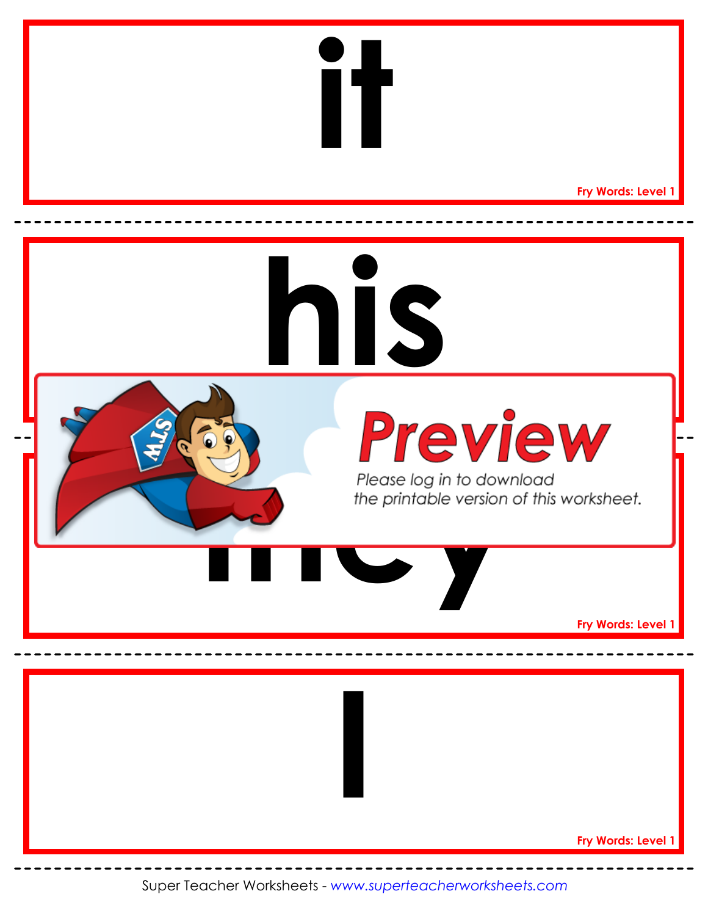# it

Fry Words: Level 1

# his

Preview

Please log in to download the printable version of this worksheet.

# they

Fry Words: Level 1

# I

Fry Words: Level 1

Super Teacher Worksheets - *www.superteacherworksheets.com*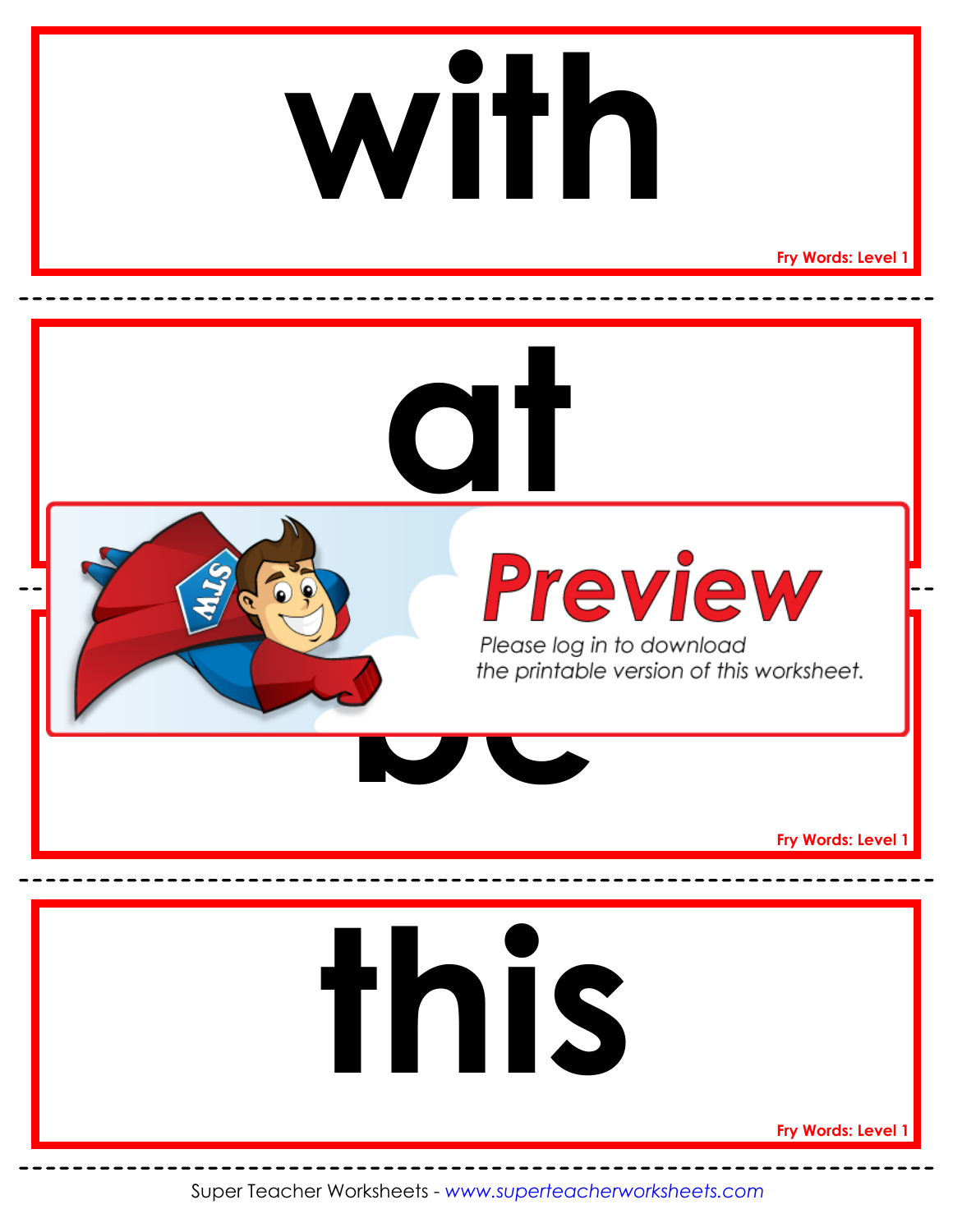# with

Fry Words: Level 1

---

# at

---

**Preview**

Please log in to download the printable version of this worksheet.

# be

Fry Words: Level 1

---

# this

Fry Words: Level 1

---

Super Teacher Worksheets - *www.superteacherworksheets.com*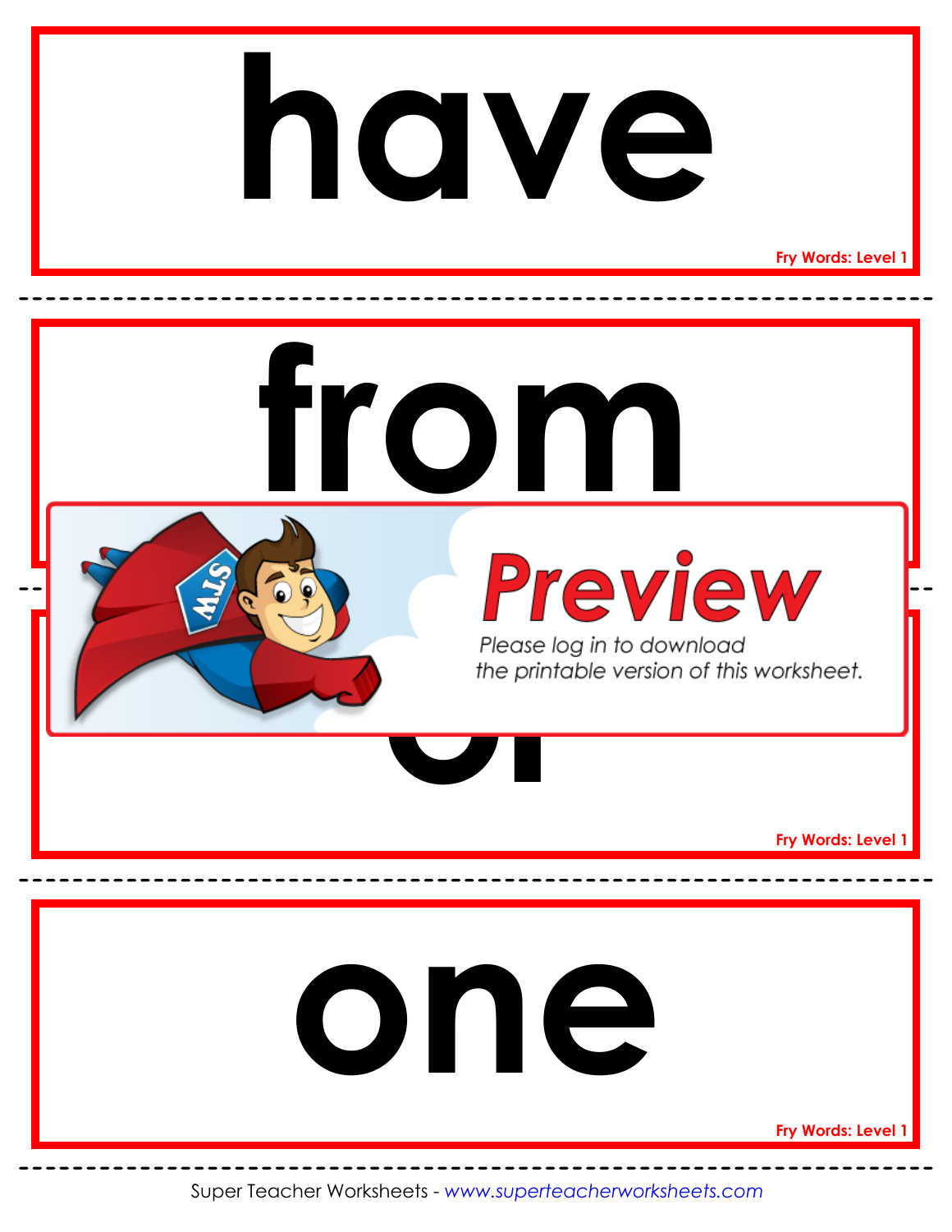# have

Fry Words: Level 1

# from

Preview

Please log in to download the printable version of this worksheet.

# of

Fry Words: Level 1

# one

Fry Words: Level 1

Super Teacher Worksheets - *www.superteacherworksheets.com*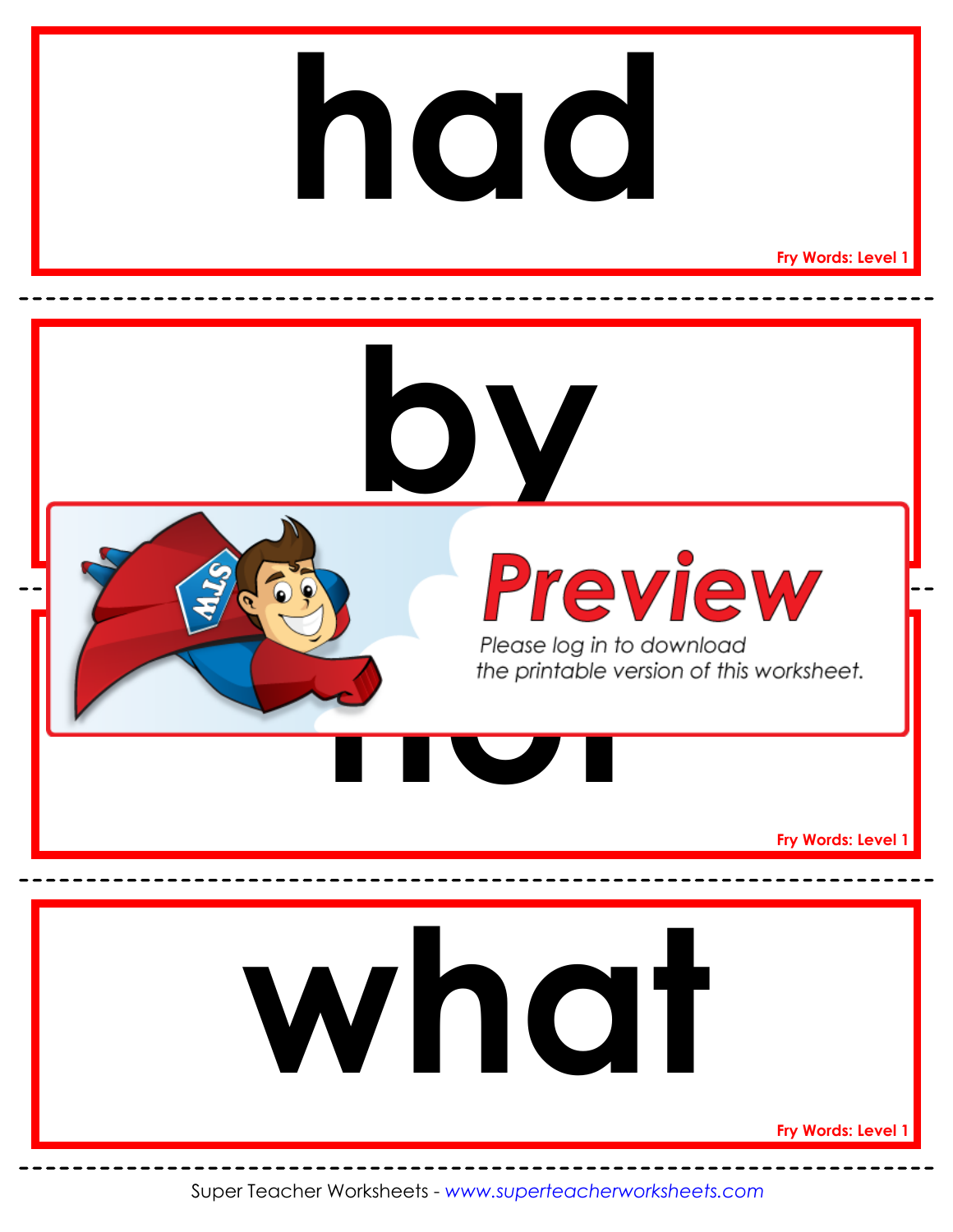# had

Fry Words: Level 1

# by

Preview

Please log in to download the printable version of this worksheet.

# not

Fry Words: Level 1

# what

Fry Words: Level 1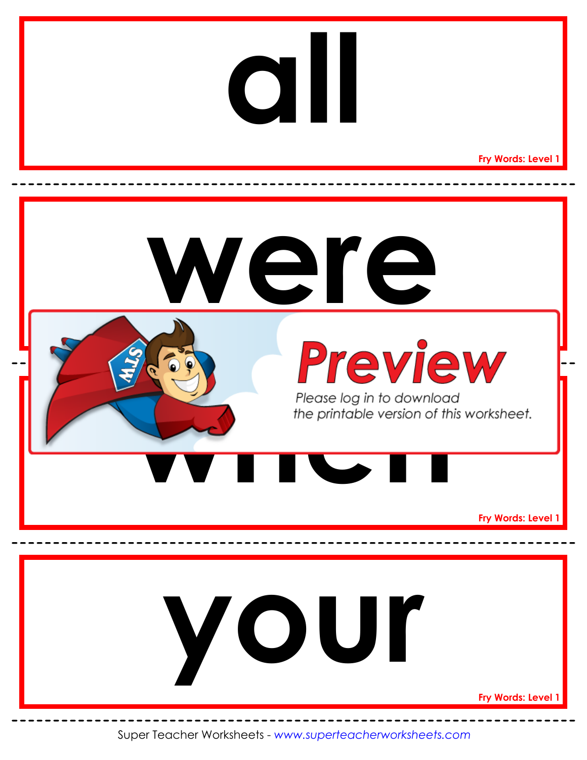# all

Fry Words: Level 1

# were

Preview

Please log in to download the printable version of this worksheet.

# when

Fry Words: Level 1

# your

Fry Words: Level 1

Super Teacher Worksheets - *www.superteacherworksheets.com*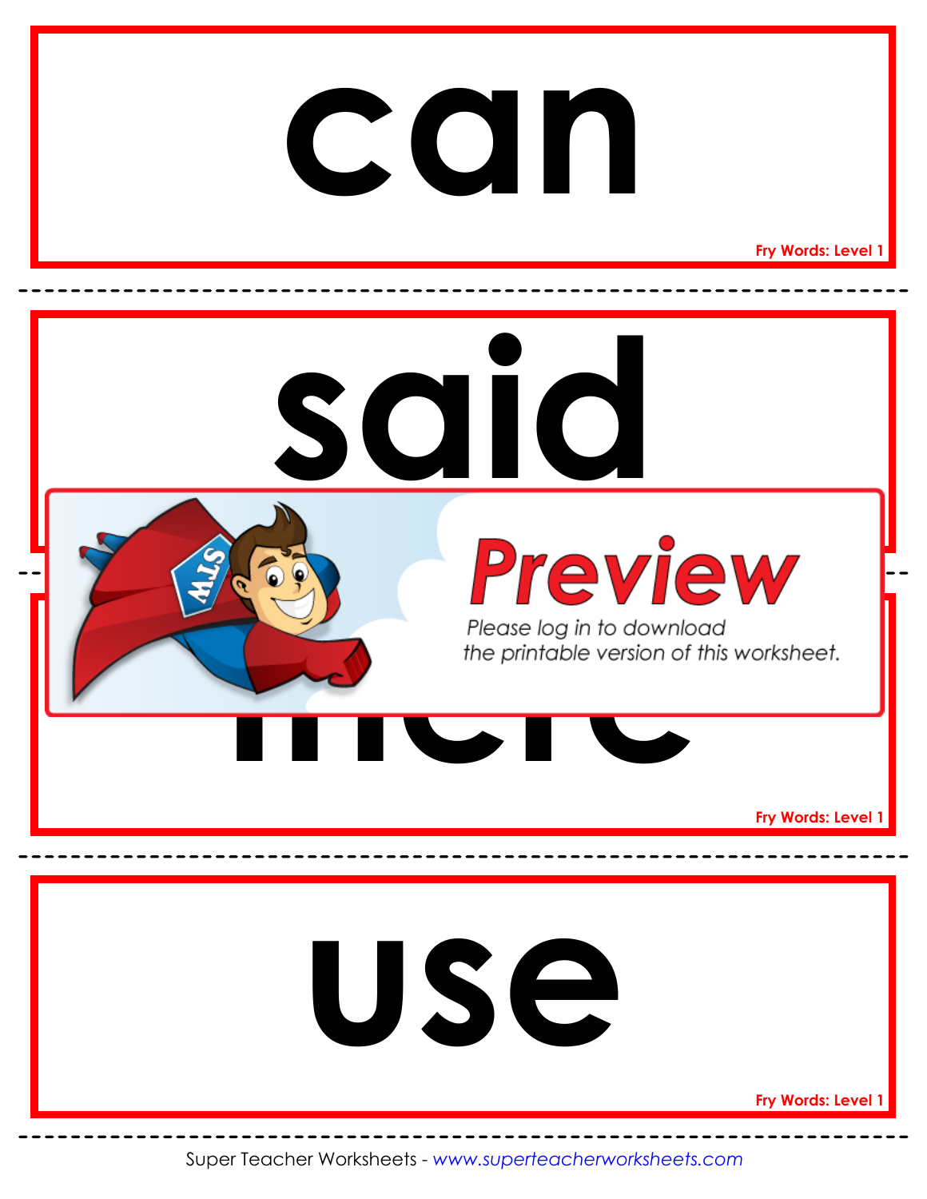# can

Fry Words: Level 1

# said

Fry Words: Level 1

**Preview**

*Please log in to download the printable version of this worksheet.*

# there

Fry Words: Level 1

# use

Fry Words: Level 1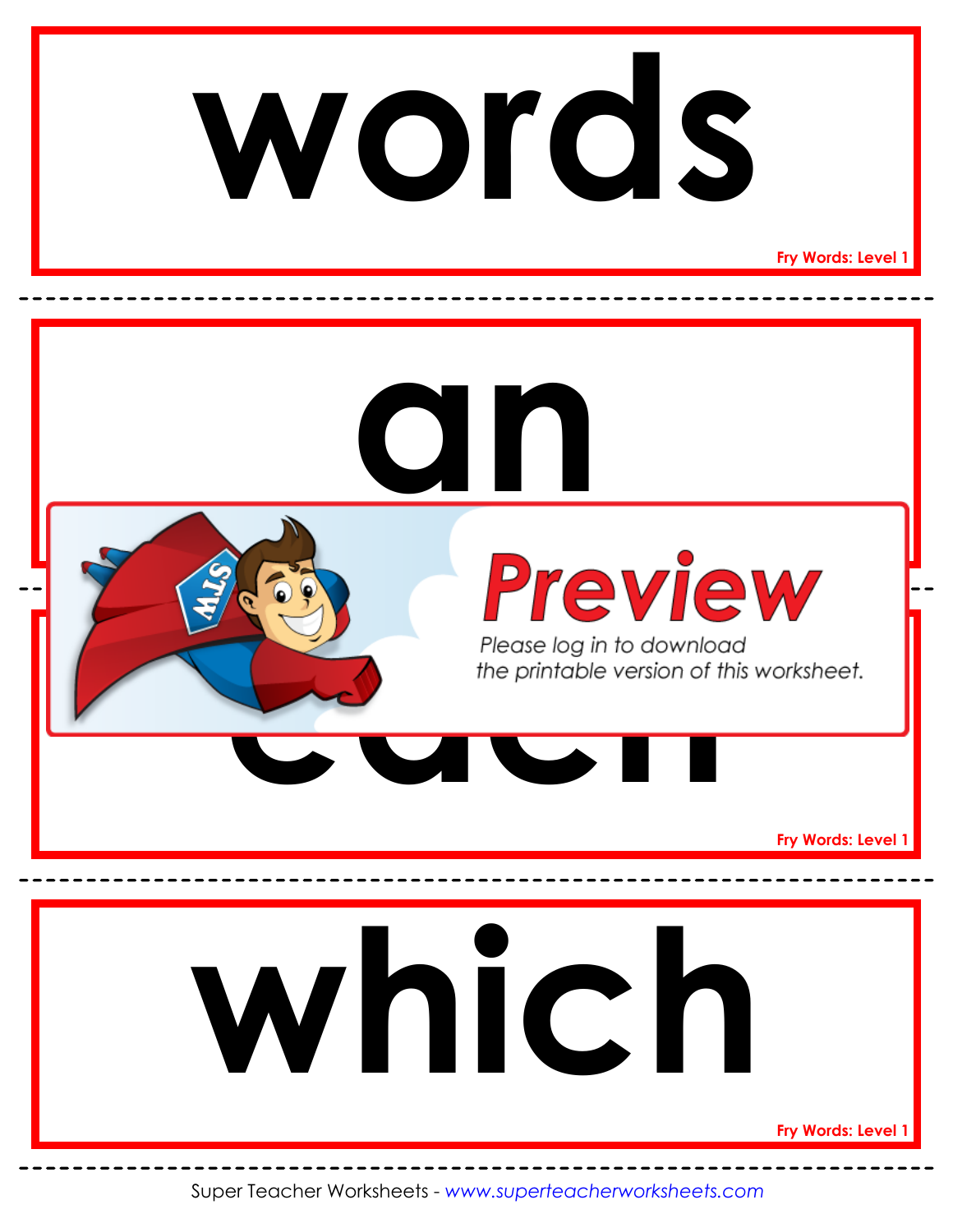# words

Fry Words: Level 1

# an

Preview

Please log in to download the printable version of this worksheet.

# each

Fry Words: Level 1

# which

Fry Words: Level 1

Super Teacher Worksheets - www.superteacherworksheets.com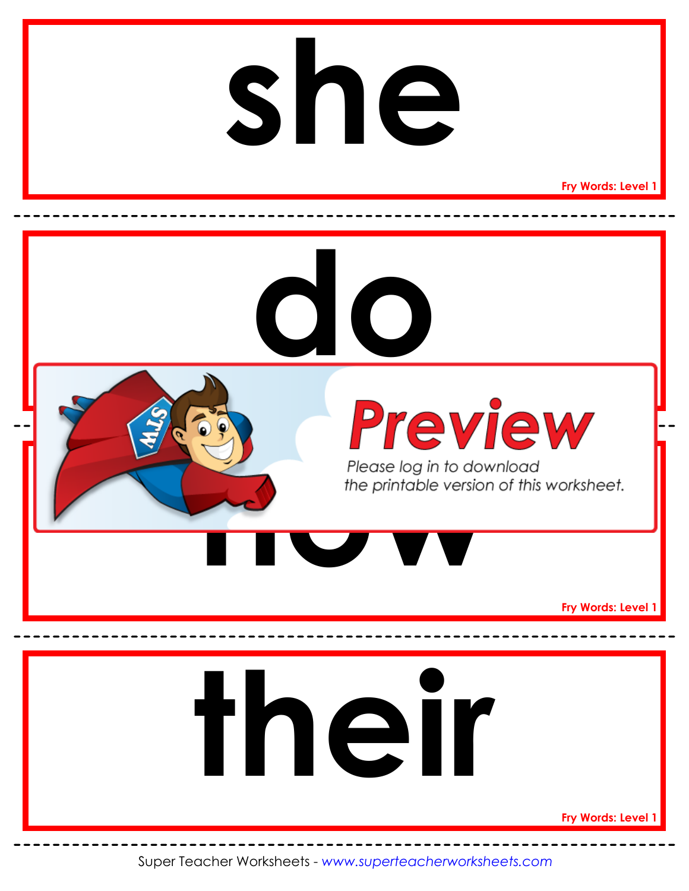# she

Fry Words: Level 1

---

# do

---

Preview

Please log in to download the printable version of this worksheet.

# how

Fry Words: Level 1

---

# their

Fry Words: Level 1

---

Super Teacher Worksheets - *www.superteacherworksheets.com*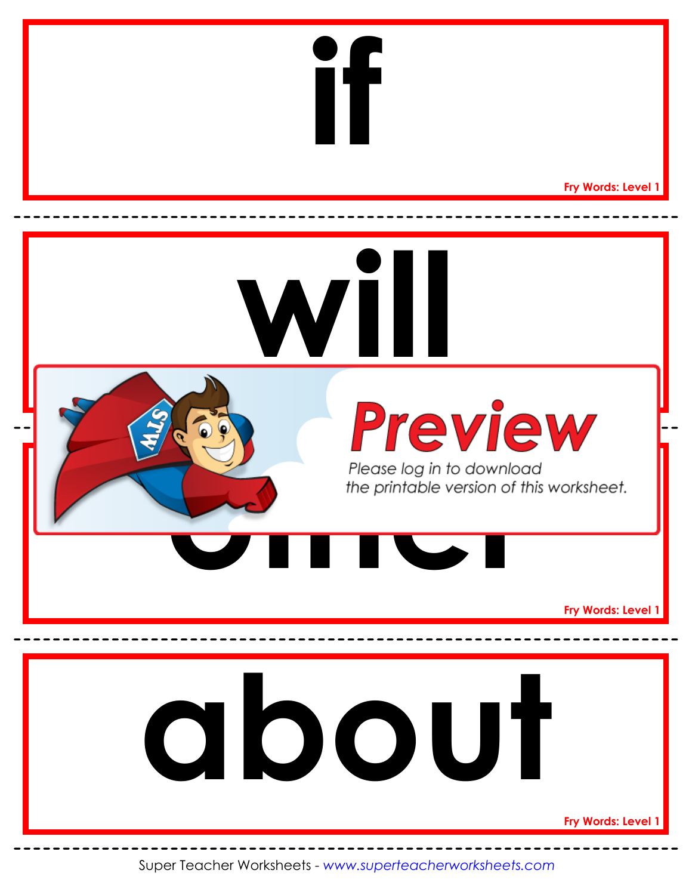# if

Fry Words: Level 1

# will

Preview

Please log in to download the printable version of this worksheet.

Fry Words: Level 1

# about

Fry Words: Level 1

Super Teacher Worksheets - *www.superteacherworksheets.com*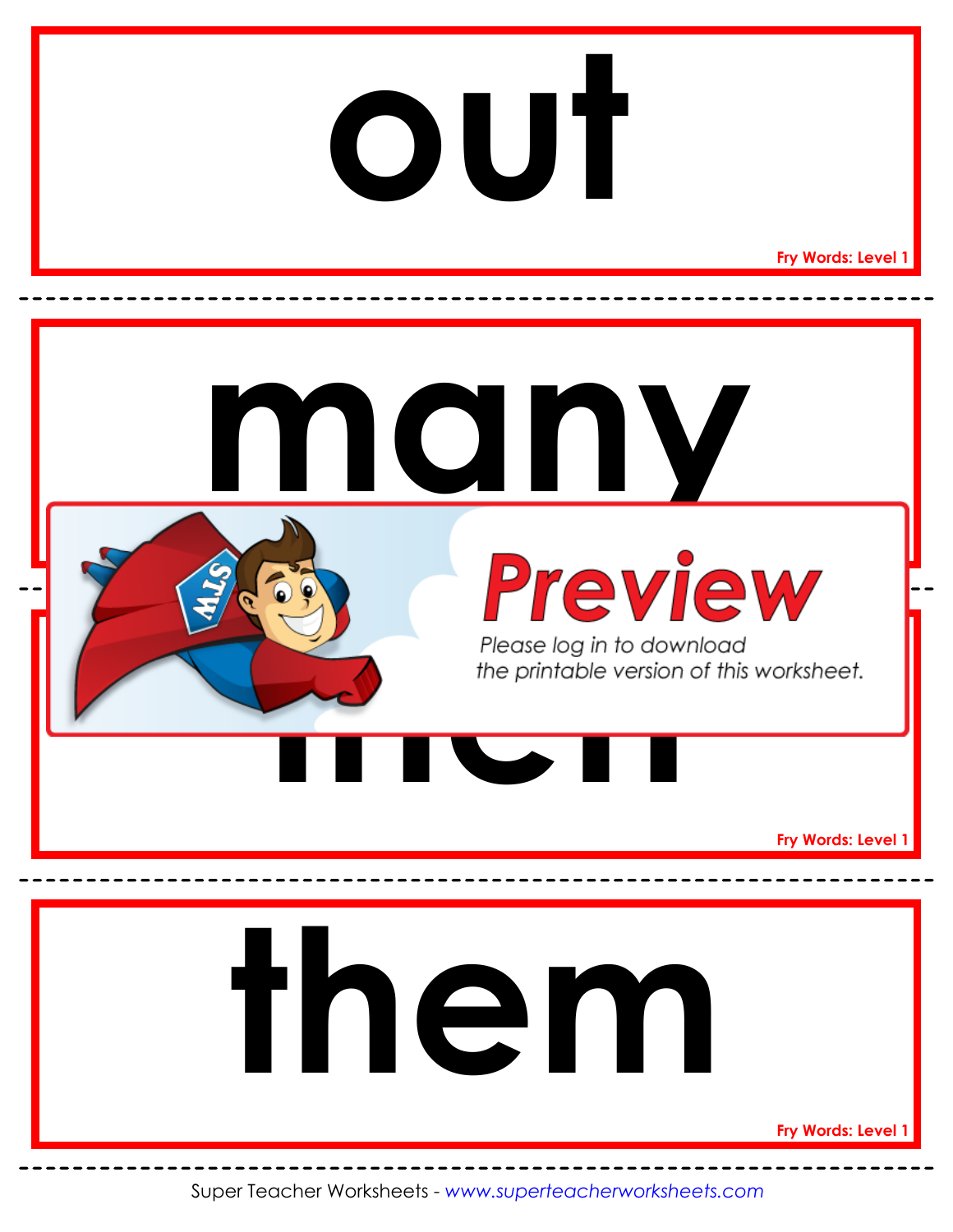# out

Fry Words: Level 1

# many

Preview

Please log in to download the printable version of this worksheet.

Fry Words: Level 1

# them

Fry Words: Level 1

Super Teacher Worksheets - www.superteacherworksheets.com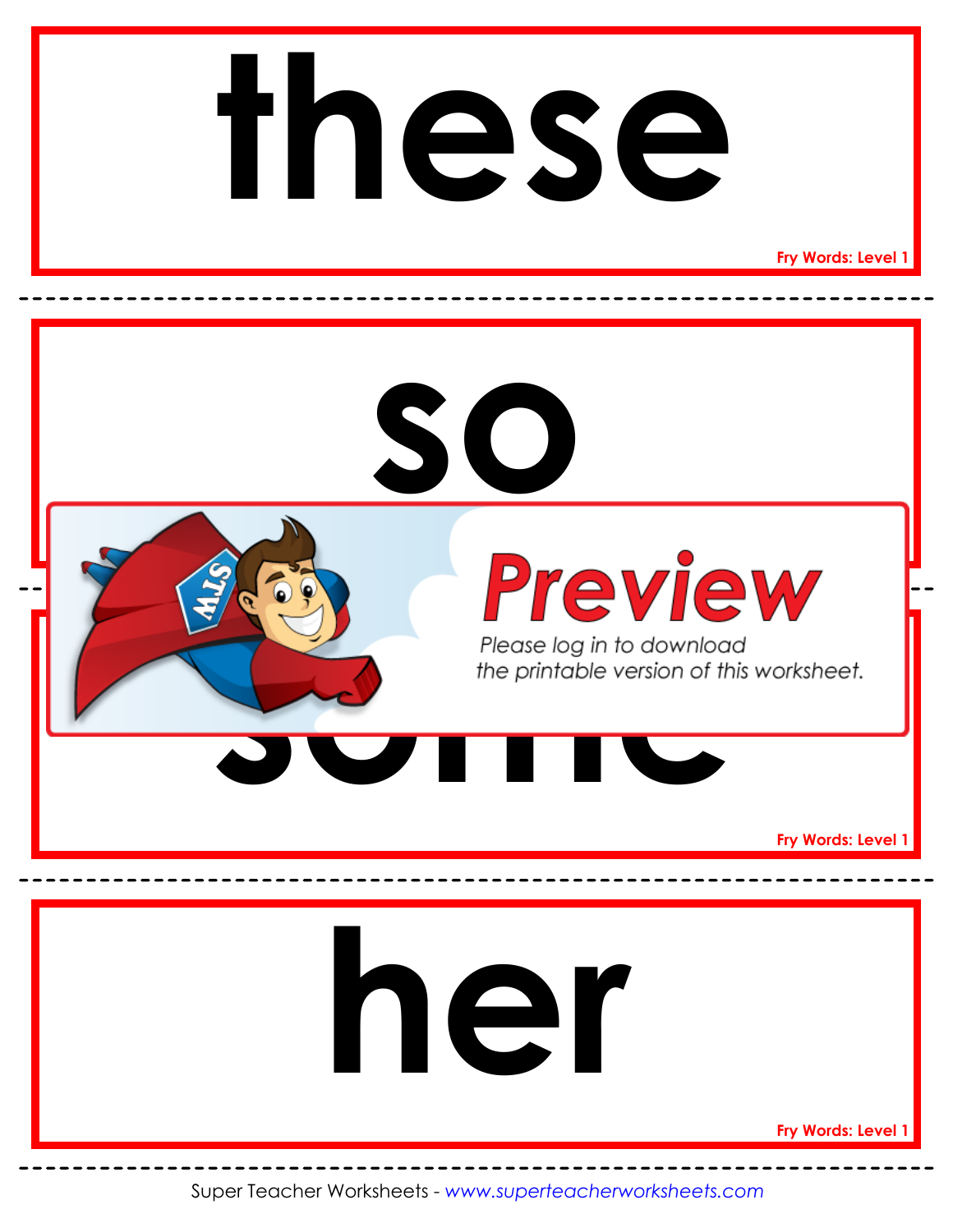# these

Fry Words: Level 1

---

# so

---

Preview

Please log in to download the printable version of this worksheet.

# some

Fry Words: Level 1

---

# her

Fry Words: Level 1

---

Super Teacher Worksheets - *www.superteacherworksheets.com*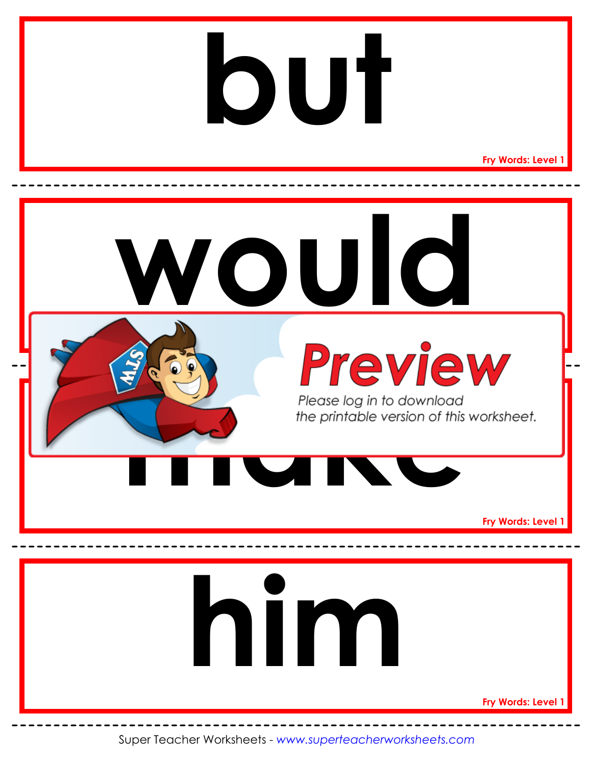# but

Fry Words: Level 1

---

# would

---

Preview

Please log in to download the printable version of this worksheet.

# make

Fry Words: Level 1

---

# him

Fry Words: Level 1

---

Super Teacher Worksheets - *www.superteacherworksheets.com*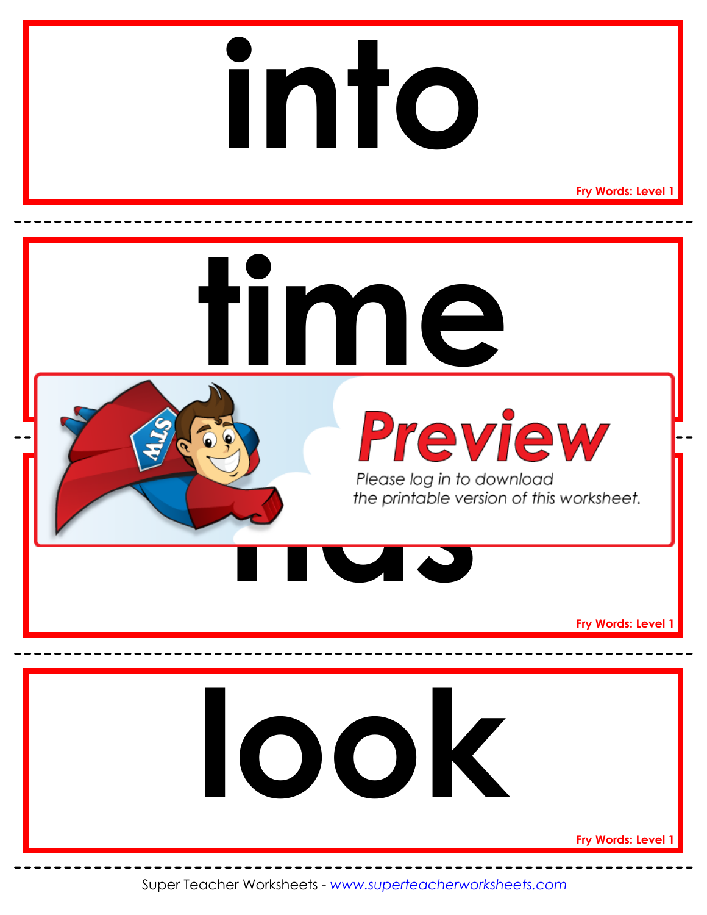# into

Fry Words: Level 1

# time

Preview

Please log in to download the printable version of this worksheet.

# has

Fry Words: Level 1

# look

Fry Words: Level 1

Super Teacher Worksheets - *www.superteacherworksheets.com*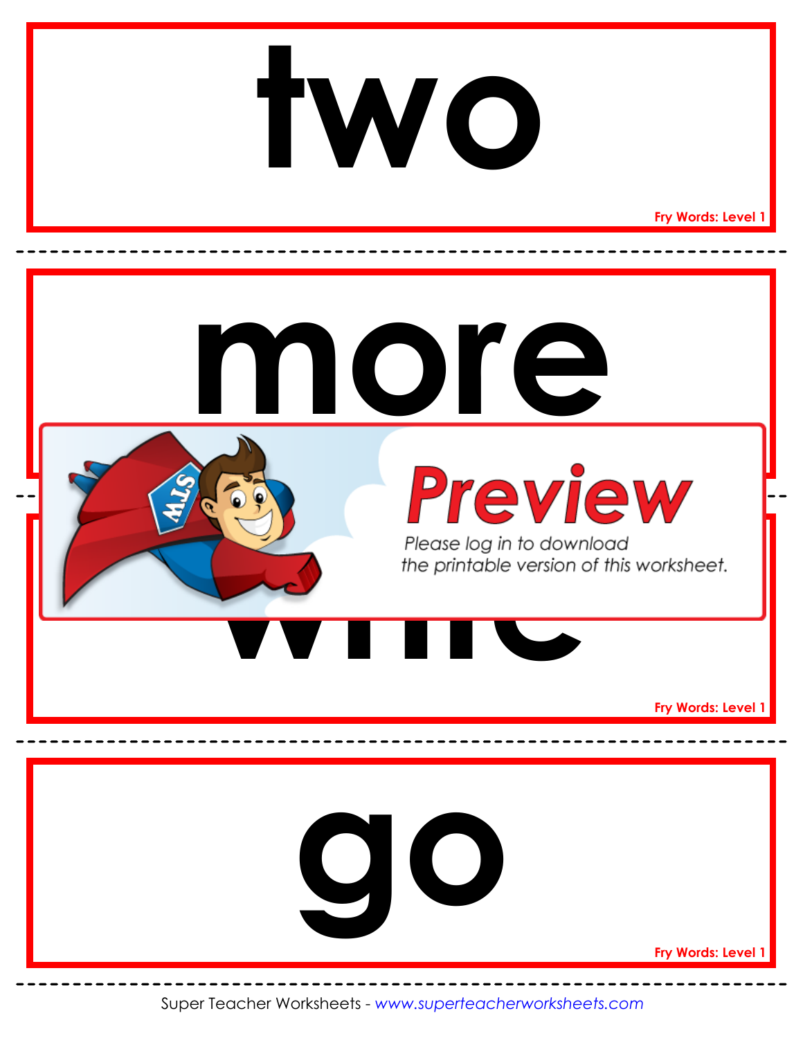# two

Fry Words: Level 1

# more

Preview

Please log in to download the printable version of this worksheet.

# while

Fry Words: Level 1

# go

Fry Words: Level 1

Super Teacher Worksheets - *www.superteacherworksheets.com*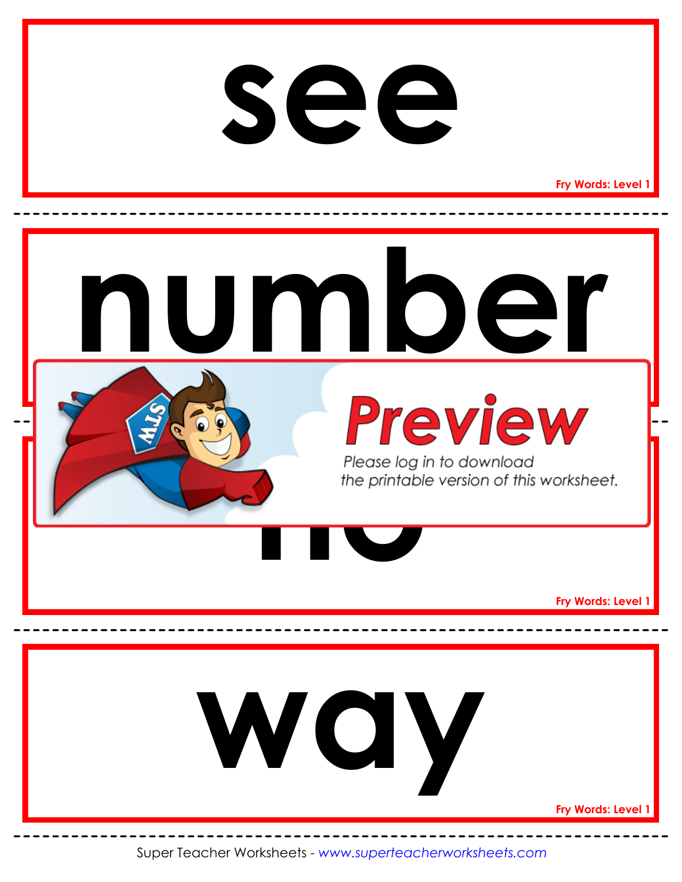# see

Fry Words: Level 1

---

# number

Preview

Please log in to download the printable version of this worksheet.

# no

Fry Words: Level 1

---

# way

Fry Words: Level 1

---

Super Teacher Worksheets - *www.superteacherworksheets.com*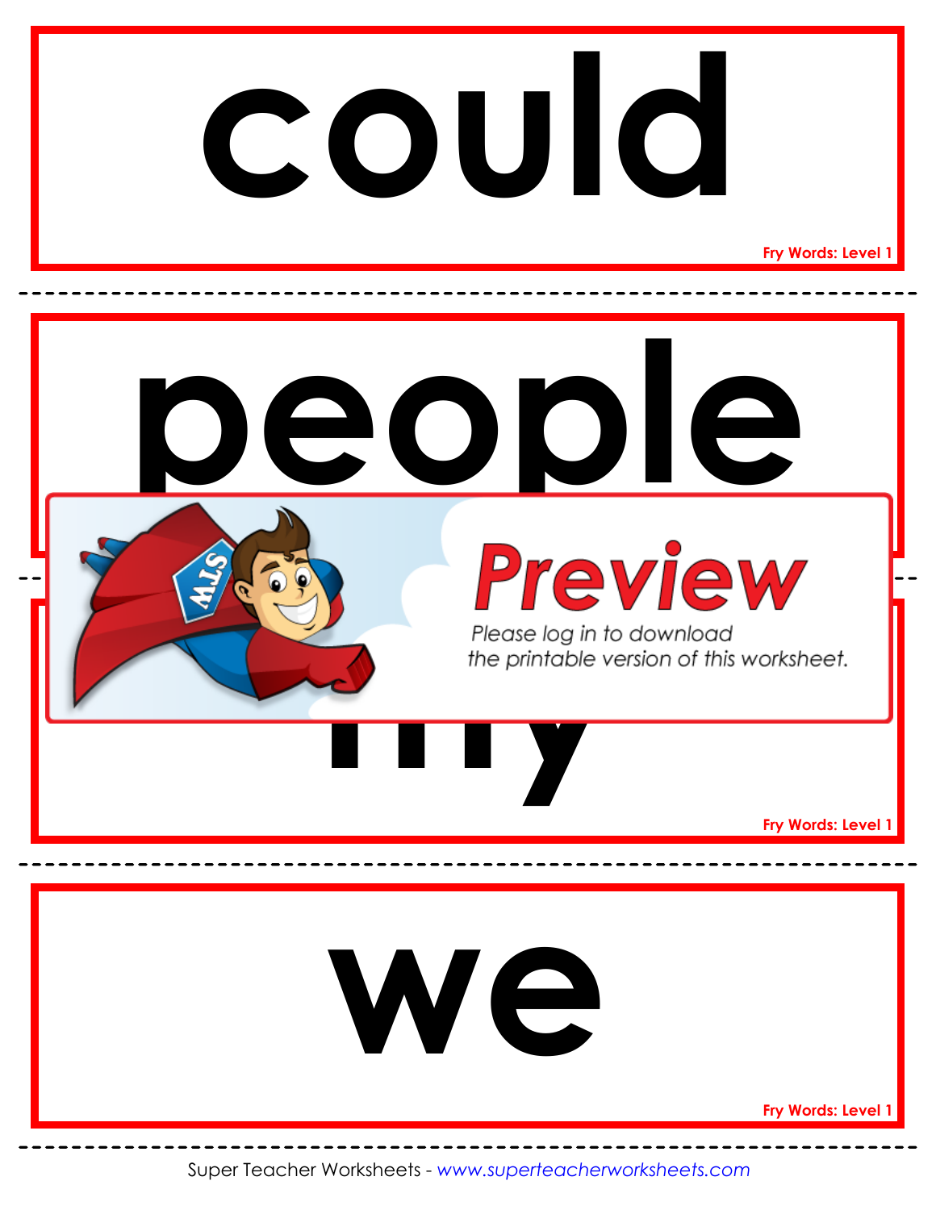# could

Fry Words: Level 1

# people

Preview

Please log in to download the printable version of this worksheet.

# my

Fry Words: Level 1

# we

Fry Words: Level 1

Super Teacher Worksheets - *www.superteacherworksheets.com*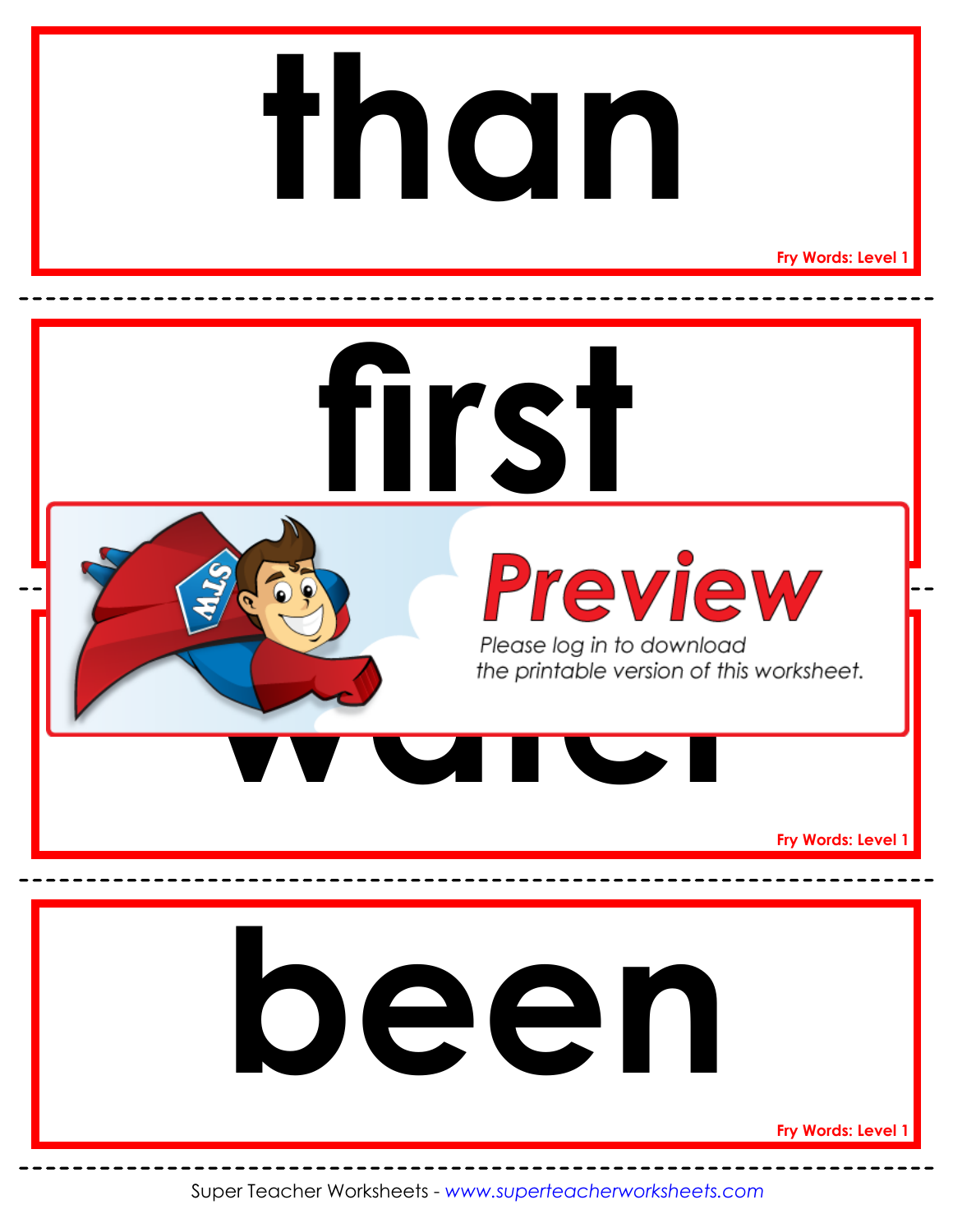# than

Fry Words: Level 1

# first

Preview

Please log in to download the printable version of this worksheet.

# water

Fry Words: Level 1

# been

Fry Words: Level 1

Super Teacher Worksheets - *www.superteacherworksheets.com*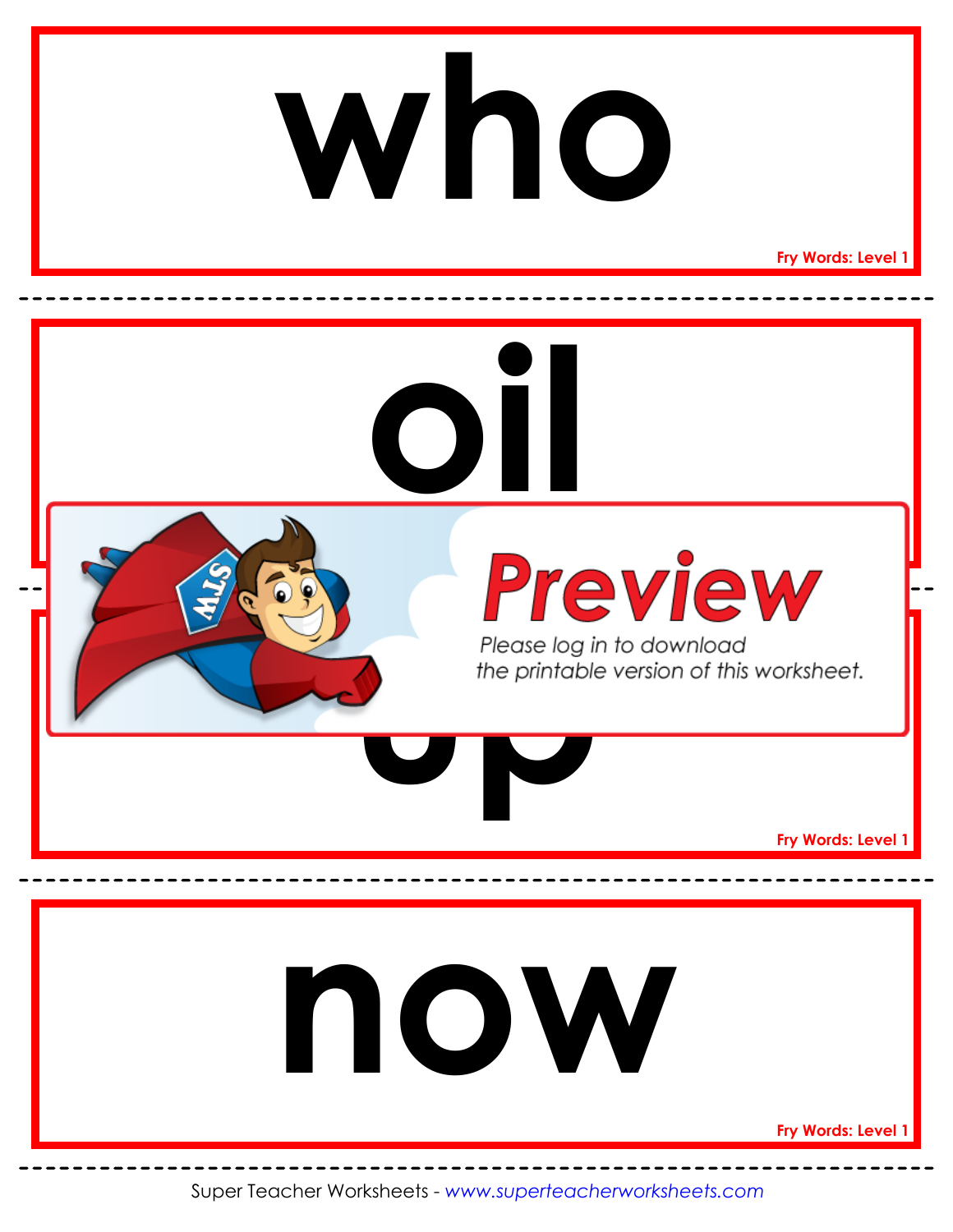# who

Fry Words: Level 1

# oil

Preview

Please log in to download the printable version of this worksheet.

# up

Fry Words: Level 1

# now

Fry Words: Level 1

Super Teacher Worksheets - *www.superteacherworksheets.com*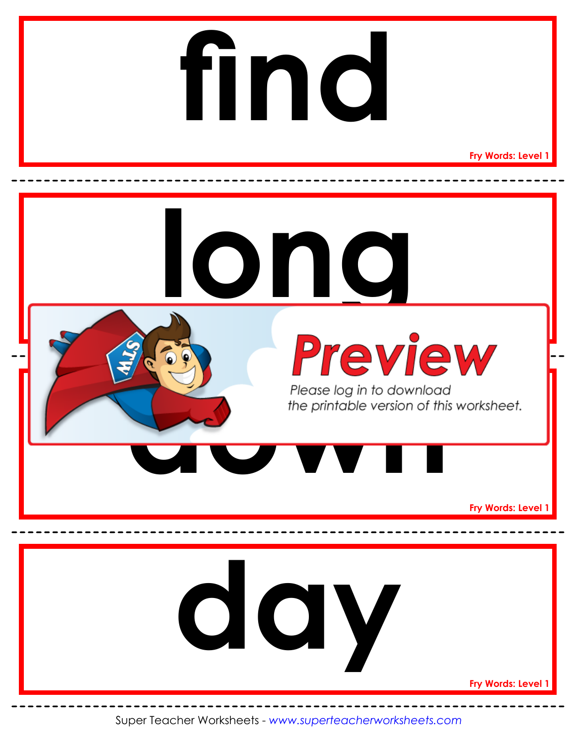find

Fry Words: Level 1

long

Preview

Please log in to download the printable version of this worksheet.

down

Fry Words: Level 1

day

Fry Words: Level 1

Super Teacher Worksheets - *www.superteacherworksheets.com*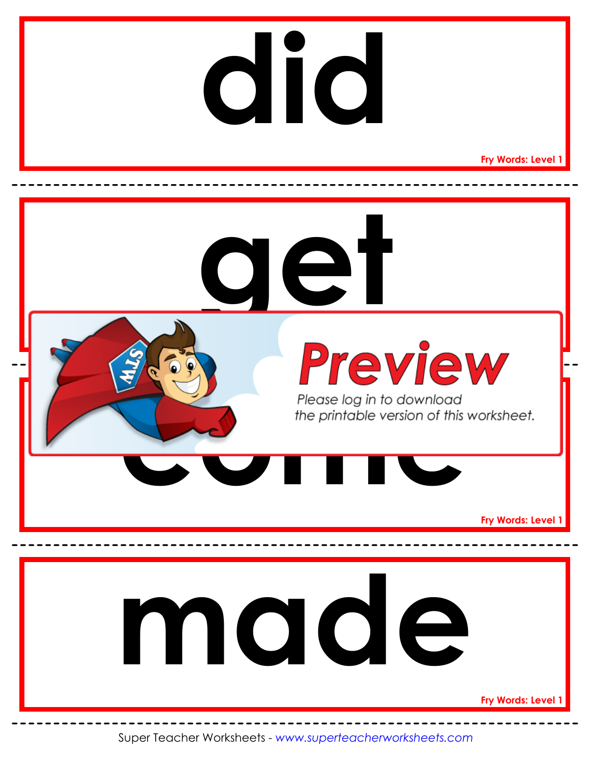did

Fry Words: Level 1

get

Preview

Please log in to download the printable version of this worksheet.

come

Fry Words: Level 1

made

Fry Words: Level 1

Super Teacher Worksheets - www.superteacherworksheets.com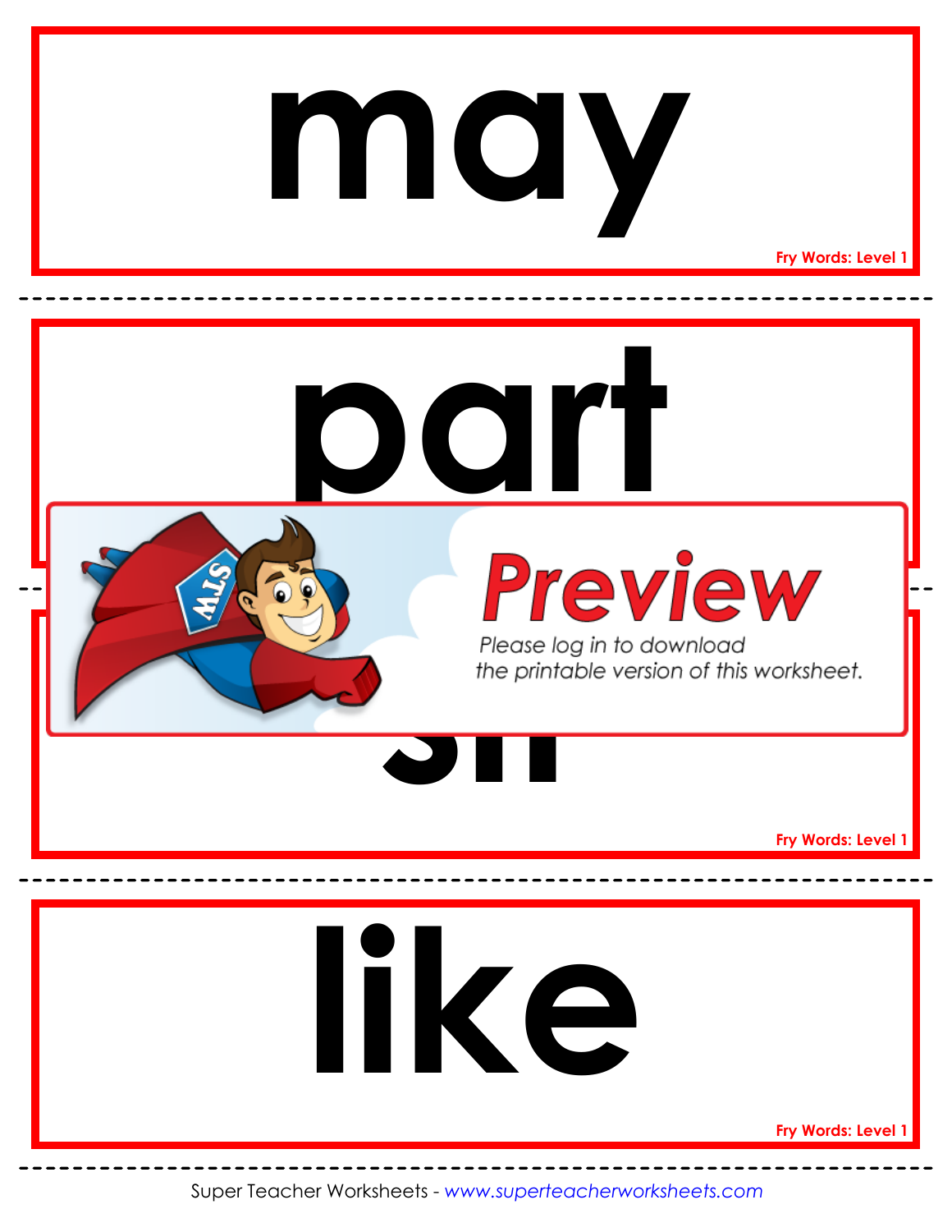# may

Fry Words: Level 1

# part

Preview

Please log in to download the printable version of this worksheet.

# sh

Fry Words: Level 1

# like

Fry Words: Level 1

Super Teacher Worksheets - *www.superteacherworksheets.com*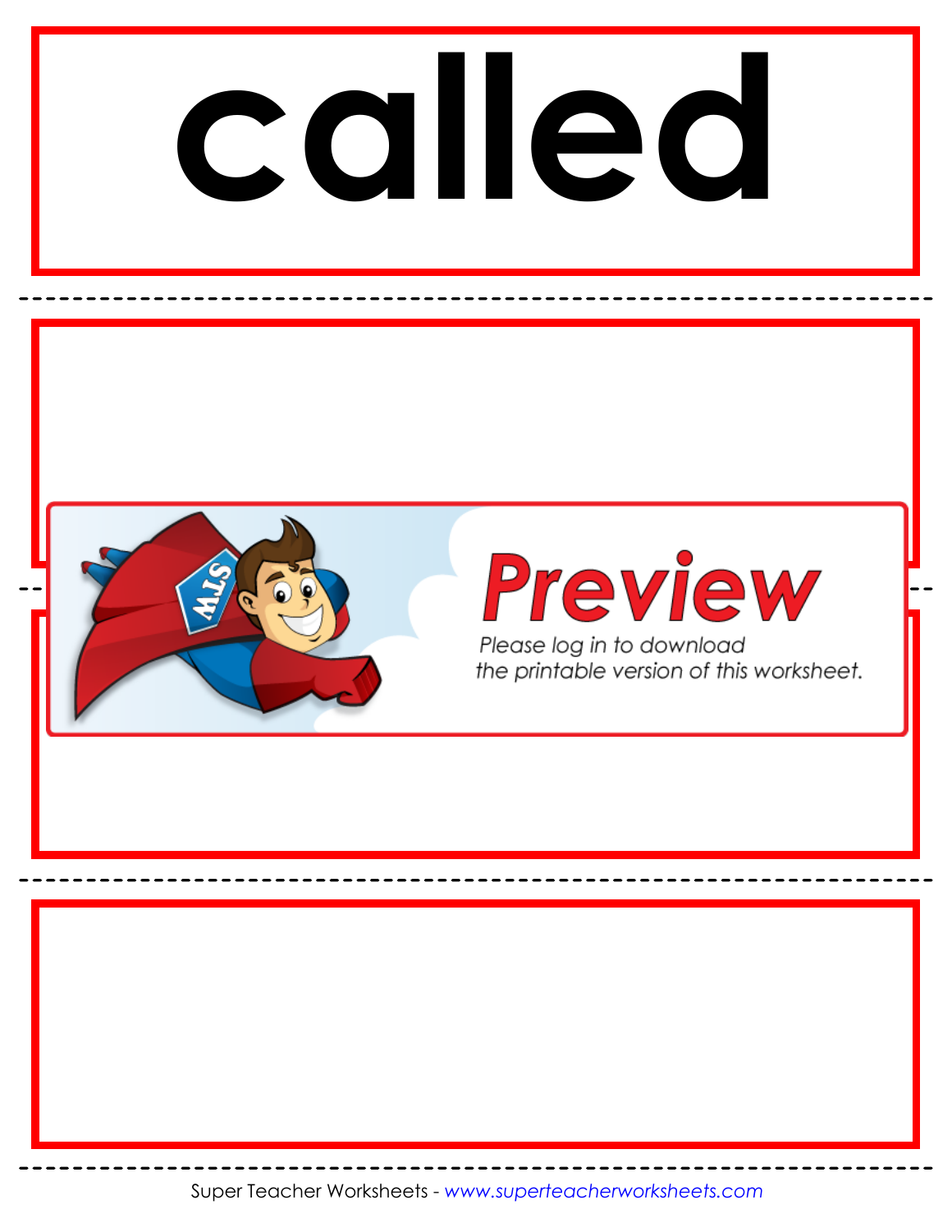# called

Preview

Please log in to download the printable version of this worksheet.